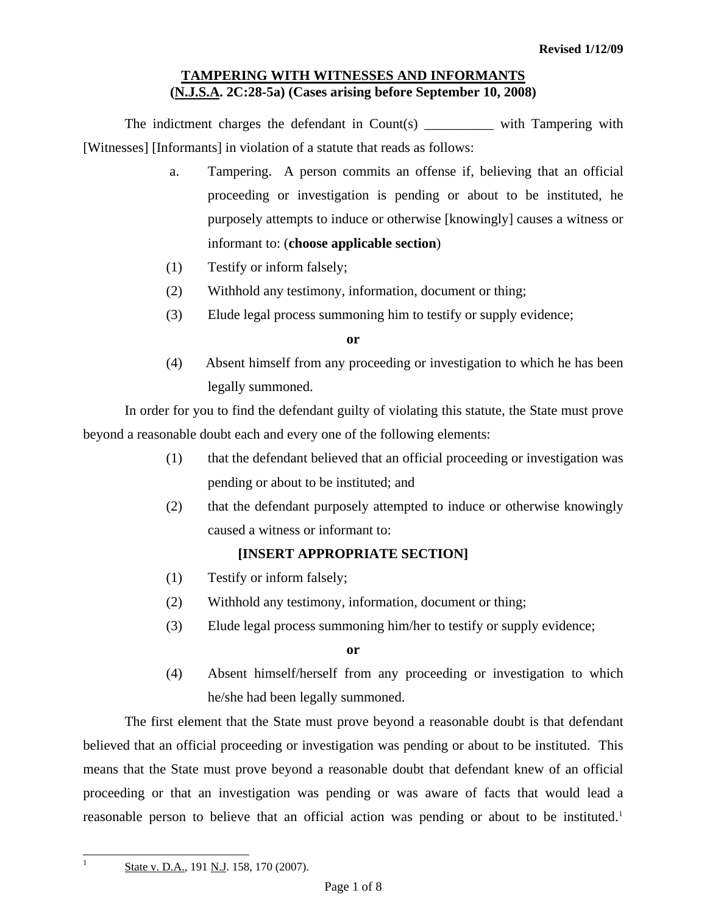Revised 1/12/09

# TAMPERING WITH WITNESSES AND INFORMANTS
## (N.J.S.A. 2C:28-5a) (Cases arising before September 10, 2008)

The indictment charges the defendant in Count(s) __________ with Tampering with [Witnesses] [Informants] in violation of a statute that reads as follows:

> a. Tampering. A person commits an offense if, believing that an official proceeding or investigation is pending or about to be instituted, he purposely attempts to induce or otherwise [knowingly] causes a witness or informant to: (**choose applicable section**)
>
> (1) Testify or inform falsely;
>
> (2) Withhold any testimony, information, document or thing;
>
> (3) Elude legal process summoning him to testify or supply evidence;
>
> **or**
>
> (4) Absent himself from any proceeding or investigation to which he has been legally summoned.

In order for you to find the defendant guilty of violating this statute, the State must prove beyond a reasonable doubt each and every one of the following elements:

> (1) that the defendant believed that an official proceeding or investigation was pending or about to be instituted; and
>
> (2) that the defendant purposely attempted to induce or otherwise knowingly caused a witness or informant to:
>
> **[INSERT APPROPRIATE SECTION]**
>
> (1) Testify or inform falsely;
>
> (2) Withhold any testimony, information, document or thing;
>
> (3) Elude legal process summoning him/her to testify or supply evidence;
>
> **or**
>
> (4) Absent himself/herself from any proceeding or investigation to which he/she had been legally summoned.

The first element that the State must prove beyond a reasonable doubt is that defendant believed that an official proceeding or investigation was pending or about to be instituted. This means that the State must prove beyond a reasonable doubt that defendant knew of an official proceeding or that an investigation was pending or was aware of facts that would lead a reasonable person to believe that an official action was pending or about to be instituted.[1]

---

[1] State v. D.A., 191 N.J. 158, 170 (2007).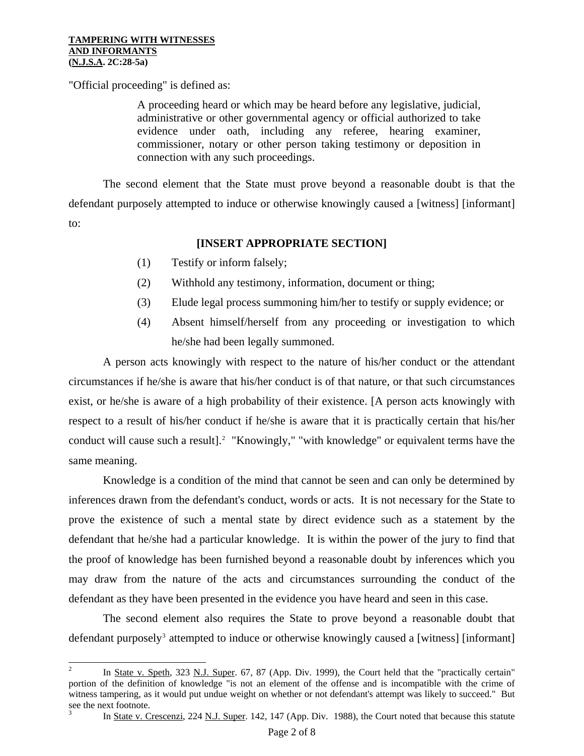"Official proceeding" is defined as:

> A proceeding heard or which may be heard before any legislative, judicial, administrative or other governmental agency or official authorized to take evidence under oath, including any referee, hearing examiner, commissioner, notary or other person taking testimony or deposition in connection with any such proceedings.

The second element that the State must prove beyond a reasonable doubt is that the defendant purposely attempted to induce or otherwise knowingly caused a [witness] [informant] to:

**[INSERT APPROPRIATE SECTION]**

(1) Testify or inform falsely;

(2) Withhold any testimony, information, document or thing;

(3) Elude legal process summoning him/her to testify or supply evidence; or

(4) Absent himself/herself from any proceeding or investigation to which he/she had been legally summoned.

A person acts knowingly with respect to the nature of his/her conduct or the attendant circumstances if he/she is aware that his/her conduct is of that nature, or that such circumstances exist, or he/she is aware of a high probability of their existence. [A person acts knowingly with respect to a result of his/her conduct if he/she is aware that it is practically certain that his/her conduct will cause such a result].[2] "Knowingly," "with knowledge" or equivalent terms have the same meaning.

Knowledge is a condition of the mind that cannot be seen and can only be determined by inferences drawn from the defendant's conduct, words or acts. It is not necessary for the State to prove the existence of such a mental state by direct evidence such as a statement by the defendant that he/she had a particular knowledge. It is within the power of the jury to find that the proof of knowledge has been furnished beyond a reasonable doubt by inferences which you may draw from the nature of the acts and circumstances surrounding the conduct of the defendant as they have been presented in the evidence you have heard and seen in this case.

The second element also requires the State to prove beyond a reasonable doubt that defendant purposely[3] attempted to induce or otherwise knowingly caused a [witness] [informant]

---

[2] In State v. Speth, 323 N.J. Super. 67, 87 (App. Div. 1999), the Court held that the "practically certain" portion of the definition of knowledge "is not an element of the offense and is incompatible with the crime of witness tampering, as it would put undue weight on whether or not defendant's attempt was likely to succeed." But see the next footnote.

[3] In State v. Crescenzi, 224 N.J. Super. 142, 147 (App. Div. 1988), the Court noted that because this statute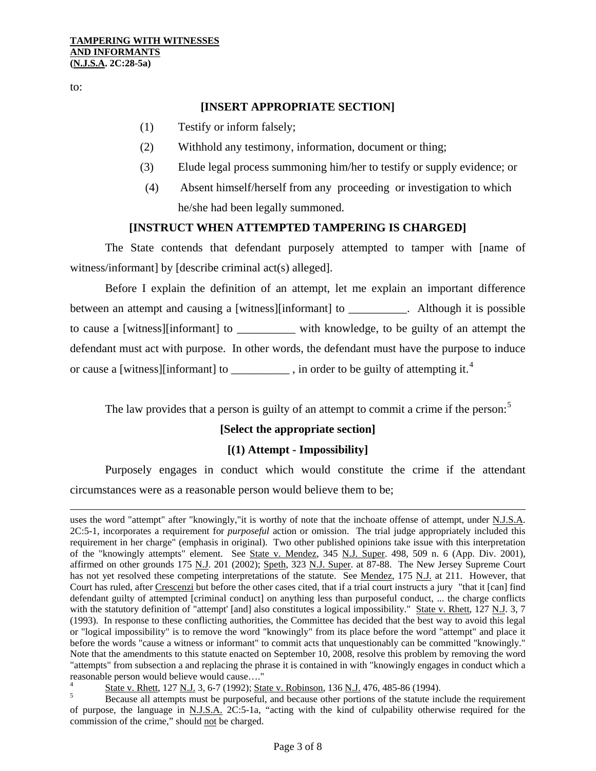to:

**[INSERT APPROPRIATE SECTION]**

(1) Testify or inform falsely;

(2) Withhold any testimony, information, document or thing;

(3) Elude legal process summoning him/her to testify or supply evidence; or

(4) Absent himself/herself from any proceeding or investigation to which he/she had been legally summoned.

**[INSTRUCT WHEN ATTEMPTED TAMPERING IS CHARGED]**

The State contends that defendant purposely attempted to tamper with [name of witness/informant] by [describe criminal act(s) alleged].

Before I explain the definition of an attempt, let me explain an important difference between an attempt and causing a [witness][informant] to __________. Although it is possible to cause a [witness][informant] to __________ with knowledge, to be guilty of an attempt the defendant must act with purpose. In other words, the defendant must have the purpose to induce or cause a [witness][informant] to __________ , in order to be guilty of attempting it.[4]

The law provides that a person is guilty of an attempt to commit a crime if the person:[5]

**[Select the appropriate section]**

**[(1) Attempt - Impossibility]**

Purposely engages in conduct which would constitute the crime if the attendant circumstances were as a reasonable person would believe them to be;

---

uses the word "attempt" after "knowingly,"it is worthy of note that the inchoate offense of attempt, under N.J.S.A. 2C:5-1, incorporates a requirement for *purposeful* action or omission. The trial judge appropriately included this requirement in her charge" (emphasis in original). Two other published opinions take issue with this interpretation of the "knowingly attempts" element. See State v. Mendez, 345 N.J. Super. 498, 509 n. 6 (App. Div. 2001), affirmed on other grounds 175 N.J. 201 (2002); Speth, 323 N.J. Super. at 87-88. The New Jersey Supreme Court has not yet resolved these competing interpretations of the statute. See Mendez, 175 N.J. at 211. However, that Court has ruled, after Crescenzi but before the other cases cited, that if a trial court instructs a jury "that it [can] find defendant guilty of attempted [criminal conduct] on anything less than purposeful conduct, ... the charge conflicts with the statutory definition of "attempt' [and] also constitutes a logical impossibility." State v. Rhett, 127 N.J. 3, 7 (1993). In response to these conflicting authorities, the Committee has decided that the best way to avoid this legal or "logical impossibility" is to remove the word "knowingly" from its place before the word "attempt" and place it before the words "cause a witness or informant" to commit acts that unquestionably can be committed "knowingly." Note that the amendments to this statute enacted on September 10, 2008, resolve this problem by removing the word "attempts" from subsection a and replacing the phrase it is contained in with "knowingly engages in conduct which a reasonable person would believe would cause…."

[4] State v. Rhett, 127 N.J. 3, 6-7 (1992); State v. Robinson, 136 N.J. 476, 485-86 (1994).

[5] Because all attempts must be purposeful, and because other portions of the statute include the requirement of purpose, the language in N.J.S.A. 2C:5-1a, "acting with the kind of culpability otherwise required for the commission of the crime," should not be charged.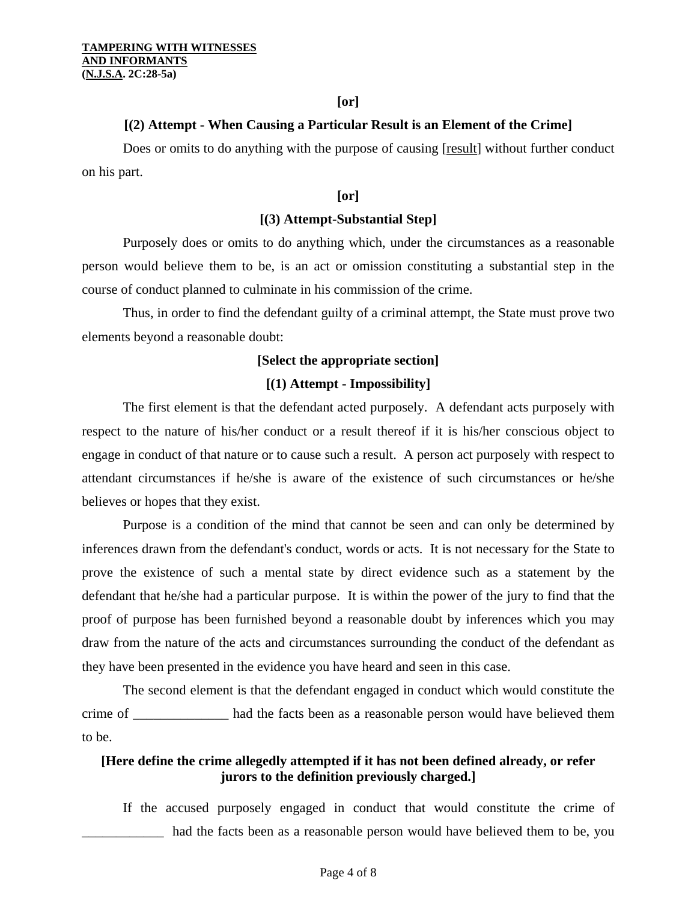**[or]**

**[(2) Attempt - When Causing a Particular Result is an Element of the Crime]**

Does or omits to do anything with the purpose of causing [result] without further conduct on his part.

**[or]**

**[(3) Attempt-Substantial Step]**

Purposely does or omits to do anything which, under the circumstances as a reasonable person would believe them to be, is an act or omission constituting a substantial step in the course of conduct planned to culminate in his commission of the crime.

Thus, in order to find the defendant guilty of a criminal attempt, the State must prove two elements beyond a reasonable doubt:

**[Select the appropriate section]**

**[(1) Attempt - Impossibility]**

The first element is that the defendant acted purposely. A defendant acts purposely with respect to the nature of his/her conduct or a result thereof if it is his/her conscious object to engage in conduct of that nature or to cause such a result. A person act purposely with respect to attendant circumstances if he/she is aware of the existence of such circumstances or he/she believes or hopes that they exist.

Purpose is a condition of the mind that cannot be seen and can only be determined by inferences drawn from the defendant's conduct, words or acts. It is not necessary for the State to prove the existence of such a mental state by direct evidence such as a statement by the defendant that he/she had a particular purpose. It is within the power of the jury to find that the proof of purpose has been furnished beyond a reasonable doubt by inferences which you may draw from the nature of the acts and circumstances surrounding the conduct of the defendant as they have been presented in the evidence you have heard and seen in this case.

The second element is that the defendant engaged in conduct which would constitute the crime of ______________ had the facts been as a reasonable person would have believed them to be.

**[Here define the crime allegedly attempted if it has not been defined already, or refer jurors to the definition previously charged.]**

If the accused purposely engaged in conduct that would constitute the crime of ____________ had the facts been as a reasonable person would have believed them to be, you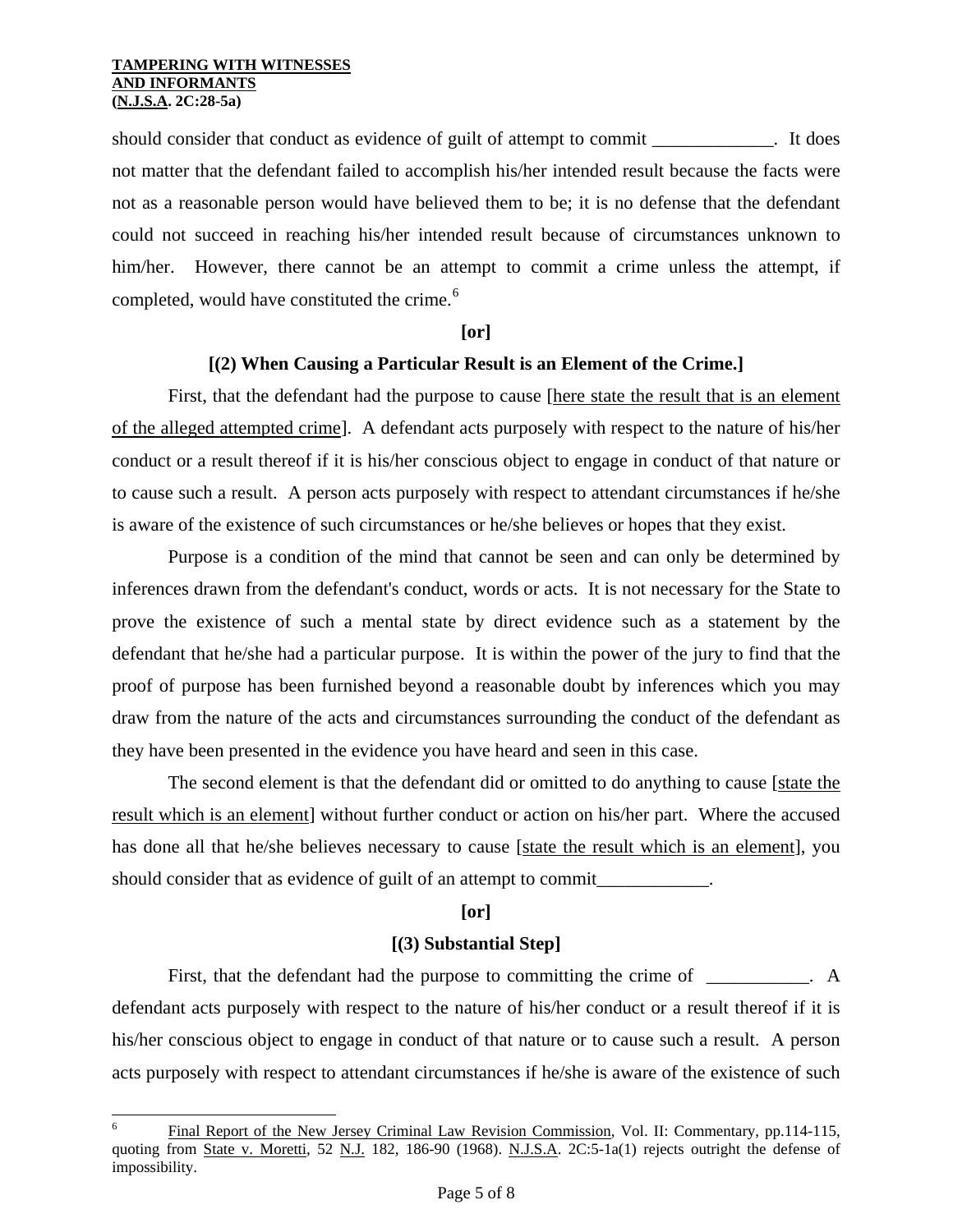should consider that conduct as evidence of guilt of attempt to commit _____________. It does not matter that the defendant failed to accomplish his/her intended result because the facts were not as a reasonable person would have believed them to be; it is no defense that the defendant could not succeed in reaching his/her intended result because of circumstances unknown to him/her. However, there cannot be an attempt to commit a crime unless the attempt, if completed, would have constituted the crime.[6]

**[or]**

**[(2) When Causing a Particular Result is an Element of the Crime.]**

First, that the defendant had the purpose to cause [here state the result that is an element of the alleged attempted crime]. A defendant acts purposely with respect to the nature of his/her conduct or a result thereof if it is his/her conscious object to engage in conduct of that nature or to cause such a result. A person acts purposely with respect to attendant circumstances if he/she is aware of the existence of such circumstances or he/she believes or hopes that they exist.

Purpose is a condition of the mind that cannot be seen and can only be determined by inferences drawn from the defendant's conduct, words or acts. It is not necessary for the State to prove the existence of such a mental state by direct evidence such as a statement by the defendant that he/she had a particular purpose. It is within the power of the jury to find that the proof of purpose has been furnished beyond a reasonable doubt by inferences which you may draw from the nature of the acts and circumstances surrounding the conduct of the defendant as they have been presented in the evidence you have heard and seen in this case.

The second element is that the defendant did or omitted to do anything to cause [state the result which is an element] without further conduct or action on his/her part. Where the accused has done all that he/she believes necessary to cause [state the result which is an element], you should consider that as evidence of guilt of an attempt to commit____________.

**[or]**

**[(3) Substantial Step]**

First, that the defendant had the purpose to committing the crime of ___________. A defendant acts purposely with respect to the nature of his/her conduct or a result thereof if it is his/her conscious object to engage in conduct of that nature or to cause such a result. A person acts purposely with respect to attendant circumstances if he/she is aware of the existence of such

---

[6] Final Report of the New Jersey Criminal Law Revision Commission, Vol. II: Commentary, pp.114-115, quoting from State v. Moretti, 52 N.J. 182, 186-90 (1968). N.J.S.A. 2C:5-1a(1) rejects outright the defense of impossibility.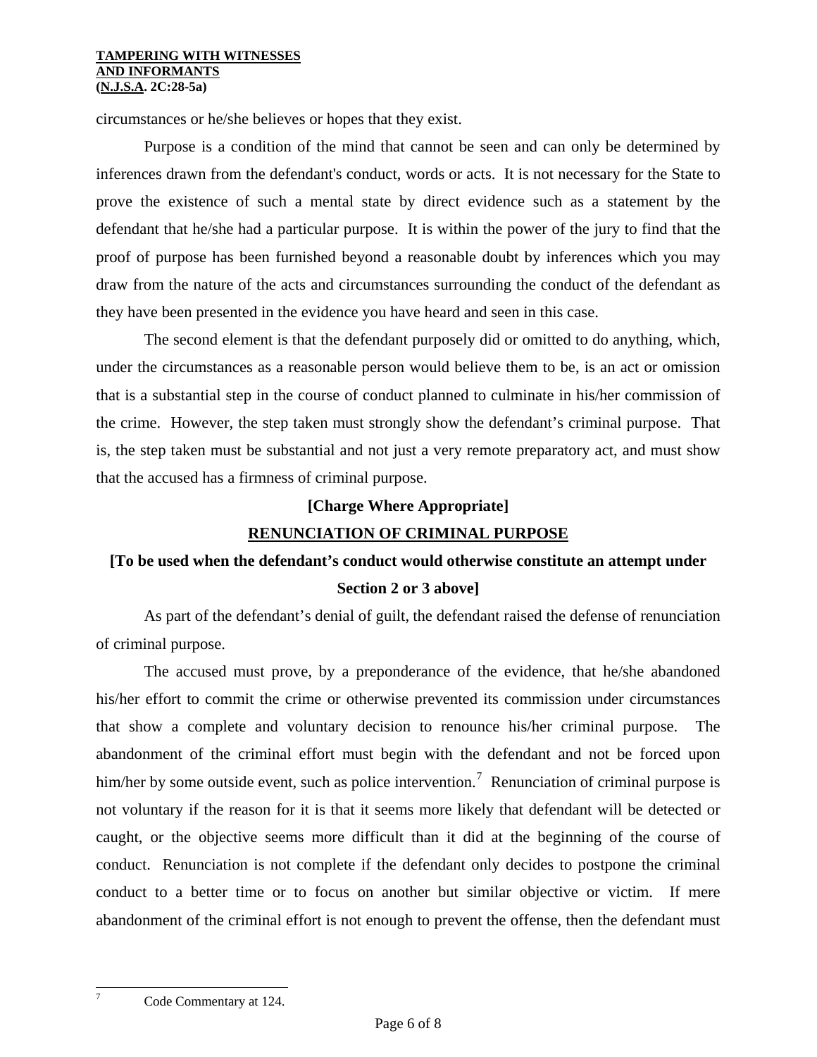circumstances or he/she believes or hopes that they exist.

Purpose is a condition of the mind that cannot be seen and can only be determined by inferences drawn from the defendant's conduct, words or acts. It is not necessary for the State to prove the existence of such a mental state by direct evidence such as a statement by the defendant that he/she had a particular purpose. It is within the power of the jury to find that the proof of purpose has been furnished beyond a reasonable doubt by inferences which you may draw from the nature of the acts and circumstances surrounding the conduct of the defendant as they have been presented in the evidence you have heard and seen in this case.

The second element is that the defendant purposely did or omitted to do anything, which, under the circumstances as a reasonable person would believe them to be, is an act or omission that is a substantial step in the course of conduct planned to culminate in his/her commission of the crime. However, the step taken must strongly show the defendant's criminal purpose. That is, the step taken must be substantial and not just a very remote preparatory act, and must show that the accused has a firmness of criminal purpose.

**[Charge Where Appropriate]**

**RENUNCIATION OF CRIMINAL PURPOSE**

**[To be used when the defendant's conduct would otherwise constitute an attempt under Section 2 or 3 above]**

As part of the defendant's denial of guilt, the defendant raised the defense of renunciation of criminal purpose.

The accused must prove, by a preponderance of the evidence, that he/she abandoned his/her effort to commit the crime or otherwise prevented its commission under circumstances that show a complete and voluntary decision to renounce his/her criminal purpose. The abandonment of the criminal effort must begin with the defendant and not be forced upon him/her by some outside event, such as police intervention.[7] Renunciation of criminal purpose is not voluntary if the reason for it is that it seems more likely that defendant will be detected or caught, or the objective seems more difficult than it did at the beginning of the course of conduct. Renunciation is not complete if the defendant only decides to postpone the criminal conduct to a better time or to focus on another but similar objective or victim. If mere abandonment of the criminal effort is not enough to prevent the offense, then the defendant must

---

[7] Code Commentary at 124.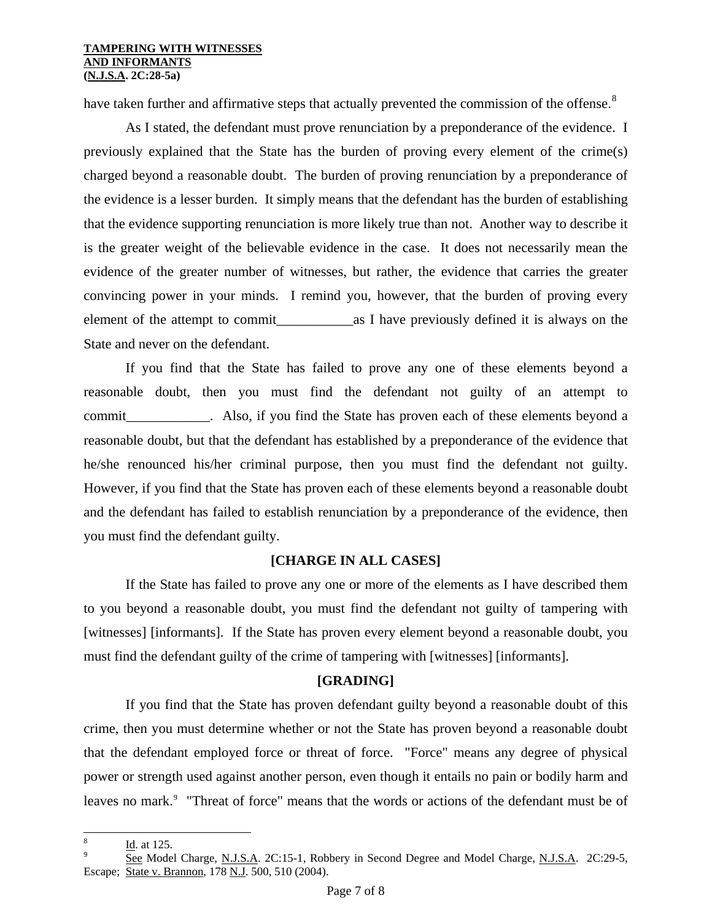have taken further and affirmative steps that actually prevented the commission of the offense.[8]

As I stated, the defendant must prove renunciation by a preponderance of the evidence. I previously explained that the State has the burden of proving every element of the crime(s) charged beyond a reasonable doubt. The burden of proving renunciation by a preponderance of the evidence is a lesser burden. It simply means that the defendant has the burden of establishing that the evidence supporting renunciation is more likely true than not. Another way to describe it is the greater weight of the believable evidence in the case. It does not necessarily mean the evidence of the greater number of witnesses, but rather, the evidence that carries the greater convincing power in your minds. I remind you, however, that the burden of proving every element of the attempt to commit___________as I have previously defined it is always on the State and never on the defendant.

If you find that the State has failed to prove any one of these elements beyond a reasonable doubt, then you must find the defendant not guilty of an attempt to commit____________. Also, if you find the State has proven each of these elements beyond a reasonable doubt, but that the defendant has established by a preponderance of the evidence that he/she renounced his/her criminal purpose, then you must find the defendant not guilty. However, if you find that the State has proven each of these elements beyond a reasonable doubt and the defendant has failed to establish renunciation by a preponderance of the evidence, then you must find the defendant guilty.

**[CHARGE IN ALL CASES]**

If the State has failed to prove any one or more of the elements as I have described them to you beyond a reasonable doubt, you must find the defendant not guilty of tampering with [witnesses] [informants]. If the State has proven every element beyond a reasonable doubt, you must find the defendant guilty of the crime of tampering with [witnesses] [informants].

**[GRADING]**

If you find that the State has proven defendant guilty beyond a reasonable doubt of this crime, then you must determine whether or not the State has proven beyond a reasonable doubt that the defendant employed force or threat of force. "Force" means any degree of physical power or strength used against another person, even though it entails no pain or bodily harm and leaves no mark.[9] "Threat of force" means that the words or actions of the defendant must be of

---

[8] Id. at 125.

[9] See Model Charge, N.J.S.A. 2C:15-1, Robbery in Second Degree and Model Charge, N.J.S.A. 2C:29-5, Escape; State v. Brannon, 178 N.J. 500, 510 (2004).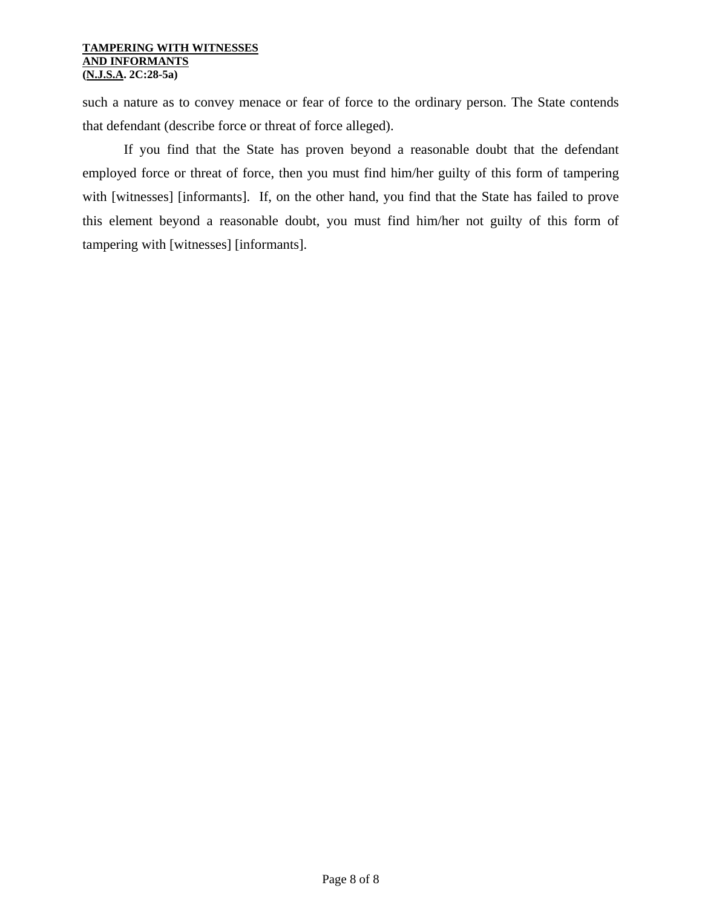such a nature as to convey menace or fear of force to the ordinary person. The State contends that defendant (describe force or threat of force alleged).

If you find that the State has proven beyond a reasonable doubt that the defendant employed force or threat of force, then you must find him/her guilty of this form of tampering with [witnesses] [informants]. If, on the other hand, you find that the State has failed to prove this element beyond a reasonable doubt, you must find him/her not guilty of this form of tampering with [witnesses] [informants].